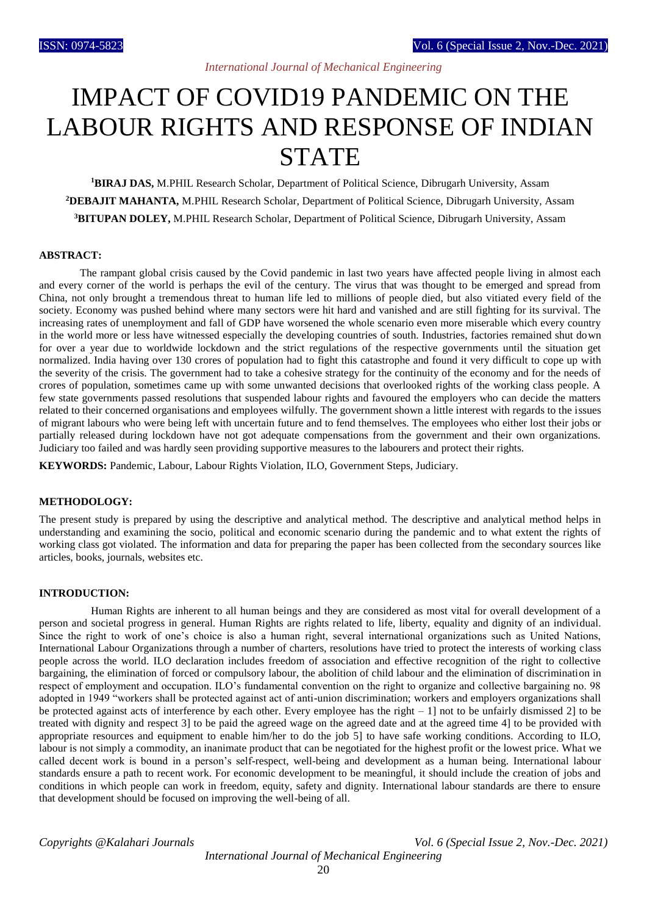# IMPACT OF COVID19 PANDEMIC ON THE LABOUR RIGHTS AND RESPONSE OF INDIAN STATE

[1]**BIRAJ DAS,** M.PHIL Research Scholar, Department of Political Science, Dibrugarh University, Assam

[2]**DEBAJIT MAHANTA,** M.PHIL Research Scholar, Department of Political Science, Dibrugarh University, Assam

[3]**BITUPAN DOLEY,** M.PHIL Research Scholar, Department of Political Science, Dibrugarh University, Assam

## ABSTRACT:

The rampant global crisis caused by the Covid pandemic in last two years have affected people living in almost each and every corner of the world is perhaps the evil of the century. The virus that was thought to be emerged and spread from China, not only brought a tremendous threat to human life led to millions of people died, but also vitiated every field of the society. Economy was pushed behind where many sectors were hit hard and vanished and are still fighting for its survival. The increasing rates of unemployment and fall of GDP have worsened the whole scenario even more miserable which every country in the world more or less have witnessed especially the developing countries of south. Industries, factories remained shut down for over a year due to worldwide lockdown and the strict regulations of the respective governments until the situation get normalized. India having over 130 crores of population had to fight this catastrophe and found it very difficult to cope up with the severity of the crisis. The government had to take a cohesive strategy for the continuity of the economy and for the needs of crores of population, sometimes came up with some unwanted decisions that overlooked rights of the working class people. A few state governments passed resolutions that suspended labour rights and favoured the employers who can decide the matters related to their concerned organisations and employees wilfully. The government shown a little interest with regards to the issues of migrant labours who were being left with uncertain future and to fend themselves. The employees who either lost their jobs or partially released during lockdown have not got adequate compensations from the government and their own organizations. Judiciary too failed and was hardly seen providing supportive measures to the labourers and protect their rights.

**KEYWORDS:** Pandemic, Labour, Labour Rights Violation, ILO, Government Steps, Judiciary.

## METHODOLOGY:

The present study is prepared by using the descriptive and analytical method. The descriptive and analytical method helps in understanding and examining the socio, political and economic scenario during the pandemic and to what extent the rights of working class got violated. The information and data for preparing the paper has been collected from the secondary sources like articles, books, journals, websites etc.

## INTRODUCTION:

Human Rights are inherent to all human beings and they are considered as most vital for overall development of a person and societal progress in general. Human Rights are rights related to life, liberty, equality and dignity of an individual. Since the right to work of one's choice is also a human right, several international organizations such as United Nations, International Labour Organizations through a number of charters, resolutions have tried to protect the interests of working class people across the world. ILO declaration includes freedom of association and effective recognition of the right to collective bargaining, the elimination of forced or compulsory labour, the abolition of child labour and the elimination of discrimination in respect of employment and occupation. ILO's fundamental convention on the right to organize and collective bargaining no. 98 adopted in 1949 "workers shall be protected against act of anti-union discrimination; workers and employers organizations shall be protected against acts of interference by each other. Every employee has the right – 1] not to be unfairly dismissed 2] to be treated with dignity and respect 3] to be paid the agreed wage on the agreed date and at the agreed time 4] to be provided with appropriate resources and equipment to enable him/her to do the job 5] to have safe working conditions. According to ILO, labour is not simply a commodity, an inanimate product that can be negotiated for the highest profit or the lowest price. What we called decent work is bound in a person's self-respect, well-being and development as a human being. International labour standards ensure a path to recent work. For economic development to be meaningful, it should include the creation of jobs and conditions in which people can work in freedom, equity, safety and dignity. International labour standards are there to ensure that development should be focused on improving the well-being of all.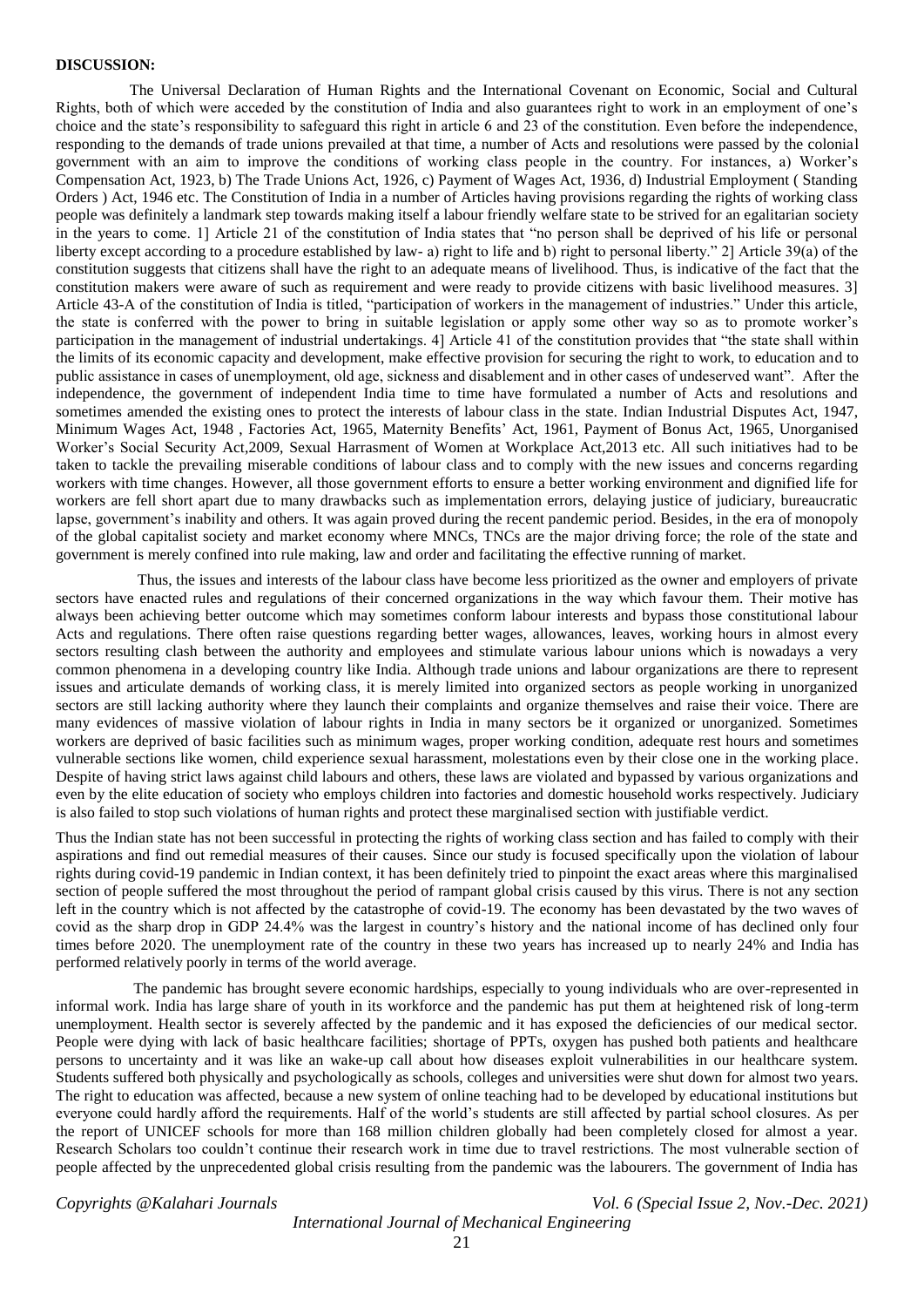**DISCUSSION:**

The Universal Declaration of Human Rights and the International Covenant on Economic, Social and Cultural Rights, both of which were acceded by the constitution of India and also guarantees right to work in an employment of one's choice and the state's responsibility to safeguard this right in article 6 and 23 of the constitution. Even before the independence, responding to the demands of trade unions prevailed at that time, a number of Acts and resolutions were passed by the colonial government with an aim to improve the conditions of working class people in the country. For instances, a) Worker's Compensation Act, 1923, b) The Trade Unions Act, 1926, c) Payment of Wages Act, 1936, d) Industrial Employment ( Standing Orders ) Act, 1946 etc. The Constitution of India in a number of Articles having provisions regarding the rights of working class people was definitely a landmark step towards making itself a labour friendly welfare state to be strived for an egalitarian society in the years to come. 1] Article 21 of the constitution of India states that "no person shall be deprived of his life or personal liberty except according to a procedure established by law- a) right to life and b) right to personal liberty." 2] Article 39(a) of the constitution suggests that citizens shall have the right to an adequate means of livelihood. Thus, is indicative of the fact that the constitution makers were aware of such as requirement and were ready to provide citizens with basic livelihood measures. 3] Article 43-A of the constitution of India is titled, "participation of workers in the management of industries." Under this article, the state is conferred with the power to bring in suitable legislation or apply some other way so as to promote worker's participation in the management of industrial undertakings. 4] Article 41 of the constitution provides that "the state shall within the limits of its economic capacity and development, make effective provision for securing the right to work, to education and to public assistance in cases of unemployment, old age, sickness and disablement and in other cases of undeserved want". After the independence, the government of independent India time to time have formulated a number of Acts and resolutions and sometimes amended the existing ones to protect the interests of labour class in the state. Indian Industrial Disputes Act, 1947, Minimum Wages Act, 1948 , Factories Act, 1965, Maternity Benefits' Act, 1961, Payment of Bonus Act, 1965, Unorganised Worker's Social Security Act,2009, Sexual Harrasment of Women at Workplace Act,2013 etc. All such initiatives had to be taken to tackle the prevailing miserable conditions of labour class and to comply with the new issues and concerns regarding workers with time changes. However, all those government efforts to ensure a better working environment and dignified life for workers are fell short apart due to many drawbacks such as implementation errors, delaying justice of judiciary, bureaucratic lapse, government's inability and others. It was again proved during the recent pandemic period. Besides, in the era of monopoly of the global capitalist society and market economy where MNCs, TNCs are the major driving force; the role of the state and government is merely confined into rule making, law and order and facilitating the effective running of market.

Thus, the issues and interests of the labour class have become less prioritized as the owner and employers of private sectors have enacted rules and regulations of their concerned organizations in the way which favour them. Their motive has always been achieving better outcome which may sometimes conform labour interests and bypass those constitutional labour Acts and regulations. There often raise questions regarding better wages, allowances, leaves, working hours in almost every sectors resulting clash between the authority and employees and stimulate various labour unions which is nowadays a very common phenomena in a developing country like India. Although trade unions and labour organizations are there to represent issues and articulate demands of working class, it is merely limited into organized sectors as people working in unorganized sectors are still lacking authority where they launch their complaints and organize themselves and raise their voice. There are many evidences of massive violation of labour rights in India in many sectors be it organized or unorganized. Sometimes workers are deprived of basic facilities such as minimum wages, proper working condition, adequate rest hours and sometimes vulnerable sections like women, child experience sexual harassment, molestations even by their close one in the working place. Despite of having strict laws against child labours and others, these laws are violated and bypassed by various organizations and even by the elite education of society who employs children into factories and domestic household works respectively. Judiciary is also failed to stop such violations of human rights and protect these marginalised section with justifiable verdict.

Thus the Indian state has not been successful in protecting the rights of working class section and has failed to comply with their aspirations and find out remedial measures of their causes. Since our study is focused specifically upon the violation of labour rights during covid-19 pandemic in Indian context, it has been definitely tried to pinpoint the exact areas where this marginalised section of people suffered the most throughout the period of rampant global crisis caused by this virus. There is not any section left in the country which is not affected by the catastrophe of covid-19. The economy has been devastated by the two waves of covid as the sharp drop in GDP 24.4% was the largest in country's history and the national income of has declined only four times before 2020. The unemployment rate of the country in these two years has increased up to nearly 24% and India has performed relatively poorly in terms of the world average.

The pandemic has brought severe economic hardships, especially to young individuals who are over-represented in informal work. India has large share of youth in its workforce and the pandemic has put them at heightened risk of long-term unemployment. Health sector is severely affected by the pandemic and it has exposed the deficiencies of our medical sector. People were dying with lack of basic healthcare facilities; shortage of PPTs, oxygen has pushed both patients and healthcare persons to uncertainty and it was like an wake-up call about how diseases exploit vulnerabilities in our healthcare system. Students suffered both physically and psychologically as schools, colleges and universities were shut down for almost two years. The right to education was affected, because a new system of online teaching had to be developed by educational institutions but everyone could hardly afford the requirements. Half of the world's students are still affected by partial school closures. As per the report of UNICEF schools for more than 168 million children globally had been completely closed for almost a year. Research Scholars too couldn't continue their research work in time due to travel restrictions. The most vulnerable section of people affected by the unprecedented global crisis resulting from the pandemic was the labourers. The government of India has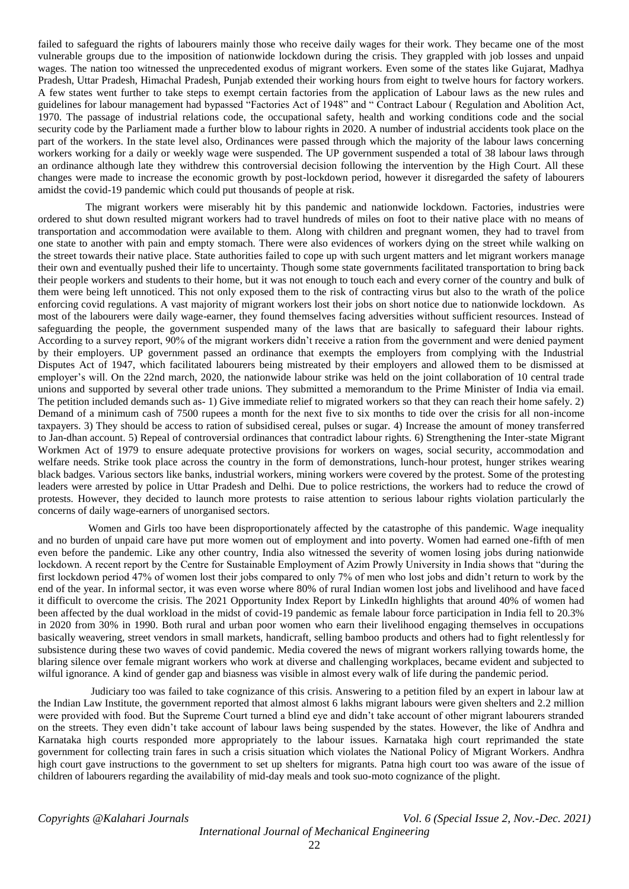failed to safeguard the rights of labourers mainly those who receive daily wages for their work. They became one of the most vulnerable groups due to the imposition of nationwide lockdown during the crisis. They grappled with job losses and unpaid wages. The nation too witnessed the unprecedented exodus of migrant workers. Even some of the states like Gujarat, Madhya Pradesh, Uttar Pradesh, Himachal Pradesh, Punjab extended their working hours from eight to twelve hours for factory workers. A few states went further to take steps to exempt certain factories from the application of Labour laws as the new rules and guidelines for labour management had bypassed "Factories Act of 1948" and " Contract Labour ( Regulation and Abolition Act, 1970. The passage of industrial relations code, the occupational safety, health and working conditions code and the social security code by the Parliament made a further blow to labour rights in 2020. A number of industrial accidents took place on the part of the workers. In the state level also, Ordinances were passed through which the majority of the labour laws concerning workers working for a daily or weekly wage were suspended. The UP government suspended a total of 38 labour laws through an ordinance although late they withdrew this controversial decision following the intervention by the High Court. All these changes were made to increase the economic growth by post-lockdown period, however it disregarded the safety of labourers amidst the covid-19 pandemic which could put thousands of people at risk.

The migrant workers were miserably hit by this pandemic and nationwide lockdown. Factories, industries were ordered to shut down resulted migrant workers had to travel hundreds of miles on foot to their native place with no means of transportation and accommodation were available to them. Along with children and pregnant women, they had to travel from one state to another with pain and empty stomach. There were also evidences of workers dying on the street while walking on the street towards their native place. State authorities failed to cope up with such urgent matters and let migrant workers manage their own and eventually pushed their life to uncertainty. Though some state governments facilitated transportation to bring back their people workers and students to their home, but it was not enough to touch each and every corner of the country and bulk of them were being left unnoticed. This not only exposed them to the risk of contracting virus but also to the wrath of the police enforcing covid regulations. A vast majority of migrant workers lost their jobs on short notice due to nationwide lockdown. As most of the labourers were daily wage-earner, they found themselves facing adversities without sufficient resources. Instead of safeguarding the people, the government suspended many of the laws that are basically to safeguard their labour rights. According to a survey report, 90% of the migrant workers didn't receive a ration from the government and were denied payment by their employers. UP government passed an ordinance that exempts the employers from complying with the Industrial Disputes Act of 1947, which facilitated labourers being mistreated by their employers and allowed them to be dismissed at employer's will. On the 22nd march, 2020, the nationwide labour strike was held on the joint collaboration of 10 central trade unions and supported by several other trade unions. They submitted a memorandum to the Prime Minister of India via email. The petition included demands such as- 1) Give immediate relief to migrated workers so that they can reach their home safely. 2) Demand of a minimum cash of 7500 rupees a month for the next five to six months to tide over the crisis for all non-income taxpayers. 3) They should be access to ration of subsidised cereal, pulses or sugar. 4) Increase the amount of money transferred to Jan-dhan account. 5) Repeal of controversial ordinances that contradict labour rights. 6) Strengthening the Inter-state Migrant Workmen Act of 1979 to ensure adequate protective provisions for workers on wages, social security, accommodation and welfare needs. Strike took place across the country in the form of demonstrations, lunch-hour protest, hunger strikes wearing black badges. Various sectors like banks, industrial workers, mining workers were covered by the protest. Some of the protesting leaders were arrested by police in Uttar Pradesh and Delhi. Due to police restrictions, the workers had to reduce the crowd of protests. However, they decided to launch more protests to raise attention to serious labour rights violation particularly the concerns of daily wage-earners of unorganised sectors.

Women and Girls too have been disproportionately affected by the catastrophe of this pandemic. Wage inequality and no burden of unpaid care have put more women out of employment and into poverty. Women had earned one-fifth of men even before the pandemic. Like any other country, India also witnessed the severity of women losing jobs during nationwide lockdown. A recent report by the Centre for Sustainable Employment of Azim Prowly University in India shows that "during the first lockdown period 47% of women lost their jobs compared to only 7% of men who lost jobs and didn't return to work by the end of the year. In informal sector, it was even worse where 80% of rural Indian women lost jobs and livelihood and have faced it difficult to overcome the crisis. The 2021 Opportunity Index Report by LinkedIn highlights that around 40% of women had been affected by the dual workload in the midst of covid-19 pandemic as female labour force participation in India fell to 20.3% in 2020 from 30% in 1990. Both rural and urban poor women who earn their livelihood engaging themselves in occupations basically weavering, street vendors in small markets, handicraft, selling bamboo products and others had to fight relentlessly for subsistence during these two waves of covid pandemic. Media covered the news of migrant workers rallying towards home, the blaring silence over female migrant workers who work at diverse and challenging workplaces, became evident and subjected to wilful ignorance. A kind of gender gap and biasness was visible in almost every walk of life during the pandemic period.

Judiciary too was failed to take cognizance of this crisis. Answering to a petition filed by an expert in labour law at the Indian Law Institute, the government reported that almost almost 6 lakhs migrant labours were given shelters and 2.2 million were provided with food. But the Supreme Court turned a blind eye and didn't take account of other migrant labourers stranded on the streets. They even didn't take account of labour laws being suspended by the states. However, the like of Andhra and Karnataka high courts responded more appropriately to the labour issues. Karnataka high court reprimanded the state government for collecting train fares in such a crisis situation which violates the National Policy of Migrant Workers. Andhra high court gave instructions to the government to set up shelters for migrants. Patna high court too was aware of the issue of children of labourers regarding the availability of mid-day meals and took suo-moto cognizance of the plight.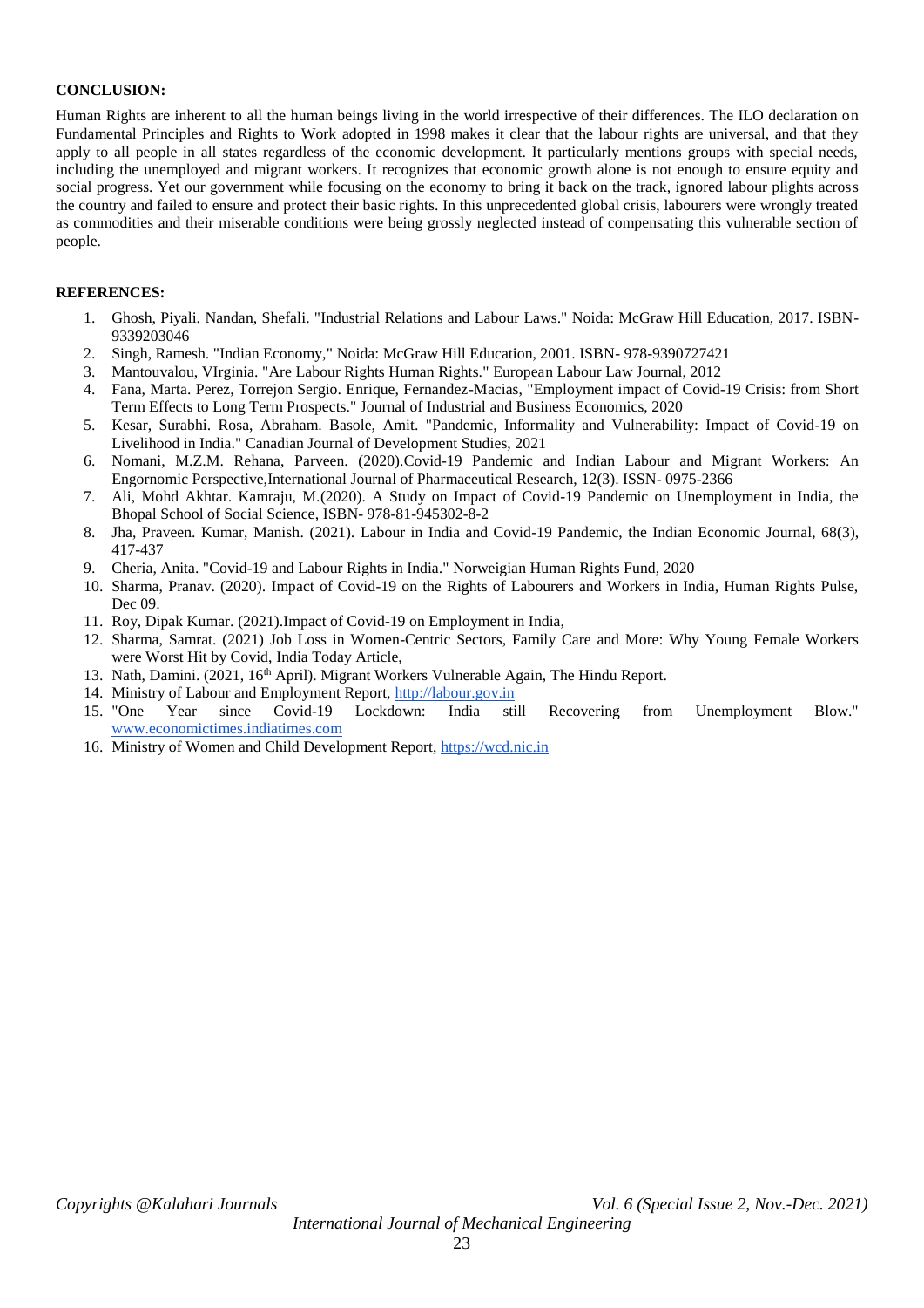**CONCLUSION:**

Human Rights are inherent to all the human beings living in the world irrespective of their differences. The ILO declaration on Fundamental Principles and Rights to Work adopted in 1998 makes it clear that the labour rights are universal, and that they apply to all people in all states regardless of the economic development. It particularly mentions groups with special needs, including the unemployed and migrant workers. It recognizes that economic growth alone is not enough to ensure equity and social progress. Yet our government while focusing on the economy to bring it back on the track, ignored labour plights across the country and failed to ensure and protect their basic rights. In this unprecedented global crisis, labourers were wrongly treated as commodities and their miserable conditions were being grossly neglected instead of compensating this vulnerable section of people.

**REFERENCES:**

1. Ghosh, Piyali. Nandan, Shefali. "Industrial Relations and Labour Laws." Noida: McGraw Hill Education, 2017. ISBN- 9339203046
2. Singh, Ramesh. "Indian Economy," Noida: McGraw Hill Education, 2001. ISBN- 978-9390727421
3. Mantouvalou, VIrginia. "Are Labour Rights Human Rights." European Labour Law Journal, 2012
4. Fana, Marta. Perez, Torrejon Sergio. Enrique, Fernandez-Macias, "Employment impact of Covid-19 Crisis: from Short Term Effects to Long Term Prospects." Journal of Industrial and Business Economics, 2020
5. Kesar, Surabhi. Rosa, Abraham. Basole, Amit. "Pandemic, Informality and Vulnerability: Impact of Covid-19 on Livelihood in India." Canadian Journal of Development Studies, 2021
6. Nomani, M.Z.M. Rehana, Parveen. (2020).Covid-19 Pandemic and Indian Labour and Migrant Workers: An Engornomic Perspective,International Journal of Pharmaceutical Research, 12(3). ISSN- 0975-2366
7. Ali, Mohd Akhtar. Kamraju, M.(2020). A Study on Impact of Covid-19 Pandemic on Unemployment in India, the Bhopal School of Social Science, ISBN- 978-81-945302-8-2
8. Jha, Praveen. Kumar, Manish. (2021). Labour in India and Covid-19 Pandemic, the Indian Economic Journal, 68(3), 417-437
9. Cheria, Anita. "Covid-19 and Labour Rights in India." Norweigian Human Rights Fund, 2020
10. Sharma, Pranav. (2020). Impact of Covid-19 on the Rights of Labourers and Workers in India, Human Rights Pulse, Dec 09.
11. Roy, Dipak Kumar. (2021).Impact of Covid-19 on Employment in India,
12. Sharma, Samrat. (2021) Job Loss in Women-Centric Sectors, Family Care and More: Why Young Female Workers were Worst Hit by Covid, India Today Article,
13. Nath, Damini. (2021, 16th April). Migrant Workers Vulnerable Again, The Hindu Report.
14. Ministry of Labour and Employment Report, http://labour.gov.in
15. "One Year since Covid-19 Lockdown: India still Recovering from Unemployment Blow." www.economictimes.indiatimes.com
16. Ministry of Women and Child Development Report, https://wcd.nic.in